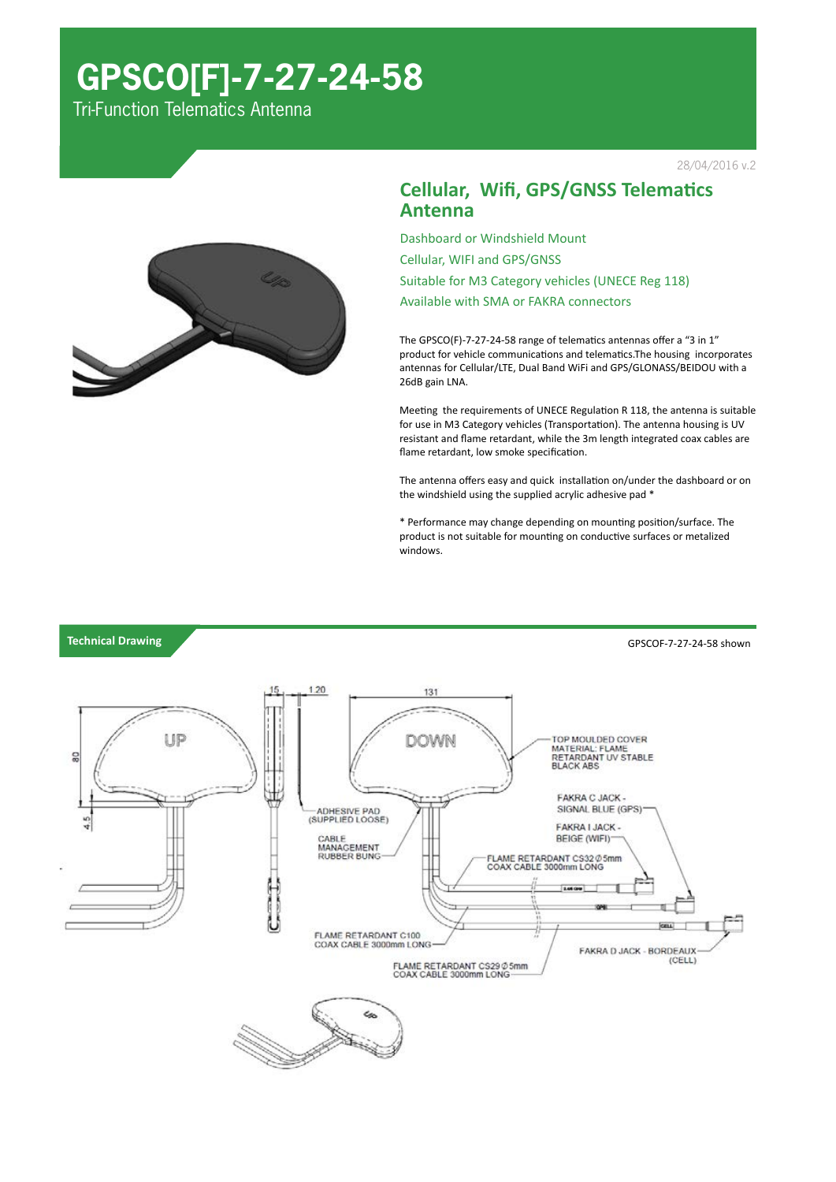# GPSCO[F]-7-27-24-58

Tri-Function Telematics Antenna

28/04/2016 v.2

## Cellular, Wifi, GPS/GNSS Telematics Antenna

Dashboard or Windshield Mount

Cellular, WIFI and GPS/GNSS

Suitable for M3 Category vehicles (UNECE Reg 118)

Available with SMA or FAKRA connectors

The GPSCO(F)-7-27-24-58 range of telematics antennas offer a "3 in 1" product for vehicle communications and telematics.The housing incorporates antennas for Cellular/LTE, Dual Band WiFi and GPS/GLONASS/BEIDOU with a 26dB gain LNA.

Meeting the requirements of UNECE Regulation R 118, the antenna is suitable for use in M3 Category vehicles (Transportation). The antenna housing is UV resistant and flame retardant, while the 3m length integrated coax cables are flame retardant, low smoke specification.

The antenna offers easy and quick installation on/under the dashboard or on the windshield using the supplied acrylic adhesive pad *

* Performance may change depending on mounting position/surface. The product is not suitable for mounting on conductive surfaces or metalized windows.

## Technical Drawing

GPSCOF-7-27-24-58 shown

15 | 1.20 | 131 | 80 | 4.5

UP | DOWN

TOP MOULDED COVER MATERIAL: FLAME RETARDANT UV STABLE BLACK ABS

FAKRA C JACK - SIGNAL BLUE (GPS)

FAKRA I JACK - BEIGE (WIFI)

ADHESIVE PAD (SUPPLIED LOOSE)

CABLE MANAGEMENT RUBBER BUNG

FLAME RETARDANT CS32 Ø 5mm COAX CABLE 3000mm LONG

FLAME RETARDANT C100 COAX CABLE 3000mm LONG

FAKRA D JACK - BORDEAUX (CELL)

FLAME RETARDANT CS29 Ø 5mm COAX CABLE 3000mm LONG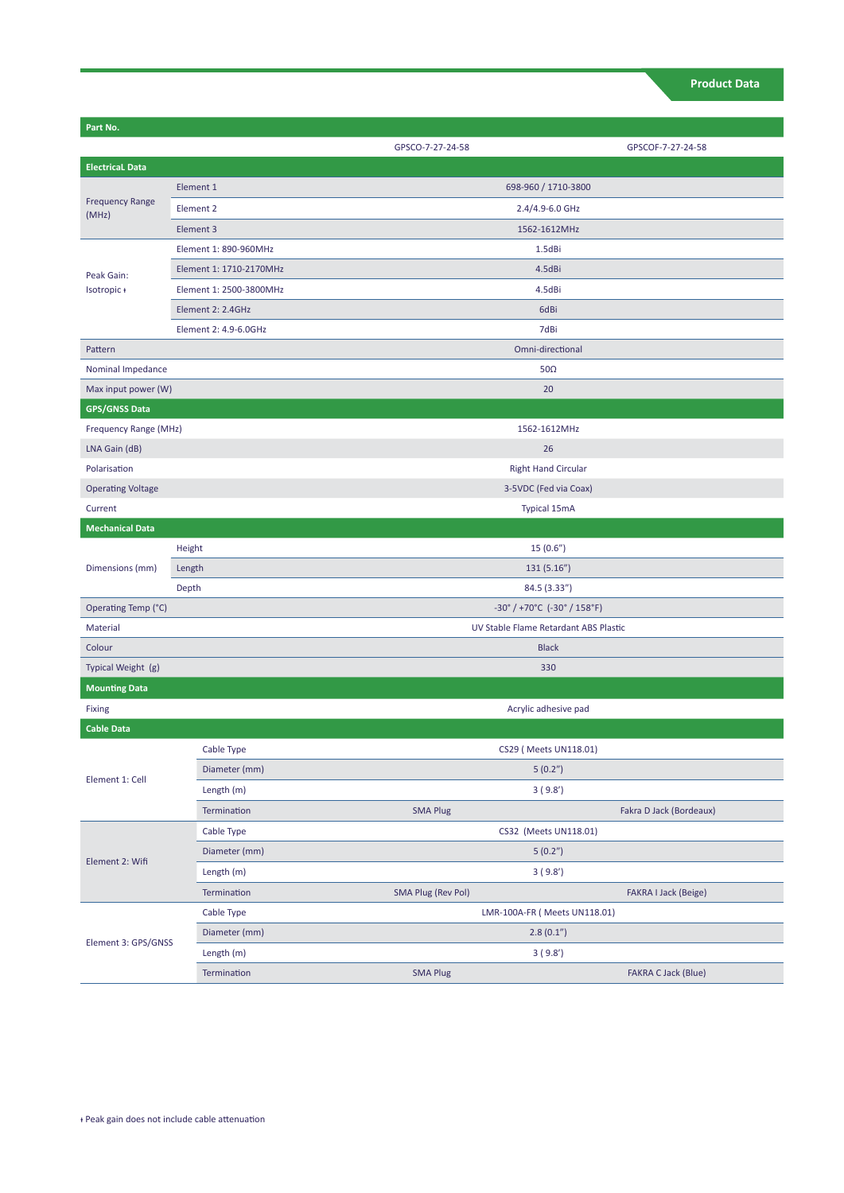## Product Data

| Part No. | | GPSCO-7-27-24-58 | GPSCOF-7-27-24-58 |
|---|---|---|---|
| **Electrical Data** | | | |
| Frequency Range (MHz) | Element 1 | 698-960 / 1710-3800 | |
| | Element 2 | 2.4/4.9-6.0 GHz | |
| | Element 3 | 1562-1612MHz | |
| Peak Gain: Isotropic ♦ | Element 1: 890-960MHz | 1.5dBi | |
| | Element 1: 1710-2170MHz | 4.5dBi | |
| | Element 1: 2500-3800MHz | 4.5dBi | |
| | Element 2: 2.4GHz | 6dBi | |
| | Element 2: 4.9-6.0GHz | 7dBi | |
| Pattern | | Omni-directional | |
| Nominal Impedance | | 50Ω | |
| Max input power (W) | | 20 | |
| **GPS/GNSS Data** | | | |
| Frequency Range (MHz) | | 1562-1612MHz | |
| LNA Gain (dB) | | 26 | |
| Polarisation | | Right Hand Circular | |
| Operating Voltage | | 3-5VDC (Fed via Coax) | |
| Current | | Typical 15mA | |
| **Mechanical Data** | | | |
| Dimensions (mm) | Height | 15 (0.6”) | |
| | Length | 131 (5.16”) | |
| | Depth | 84.5 (3.33”) | |
| Operating Temp (°C) | | -30° / +70°C (-30° / 158°F) | |
| Material | | UV Stable Flame Retardant ABS Plastic | |
| Colour | | Black | |
| Typical Weight (g) | | 330 | |
| **Mounting Data** | | | |
| Fixing | | Acrylic adhesive pad | |
| **Cable Data** | | | |
| Element 1: Cell | Cable Type | CS29 ( Meets UN118.01) | |
| | Diameter (mm) | 5 (0.2”) | |
| | Length (m) | 3 ( 9.8’) | |
| | Termination | SMA Plug | Fakra D Jack (Bordeaux) |
| Element 2: Wifi | Cable Type | CS32 (Meets UN118.01) | |
| | Diameter (mm) | 5 (0.2”) | |
| | Length (m) | 3 ( 9.8’) | |
| | Termination | SMA Plug (Rev Pol) | FAKRA I Jack (Beige) |
| Element 3: GPS/GNSS | Cable Type | LMR-100A-FR ( Meets UN118.01) | |
| | Diameter (mm) | 2.8 (0.1”) | |
| | Length (m) | 3 ( 9.8’) | |
| | Termination | SMA Plug | FAKRA C Jack (Blue) |

♦ Peak gain does not include cable attenuation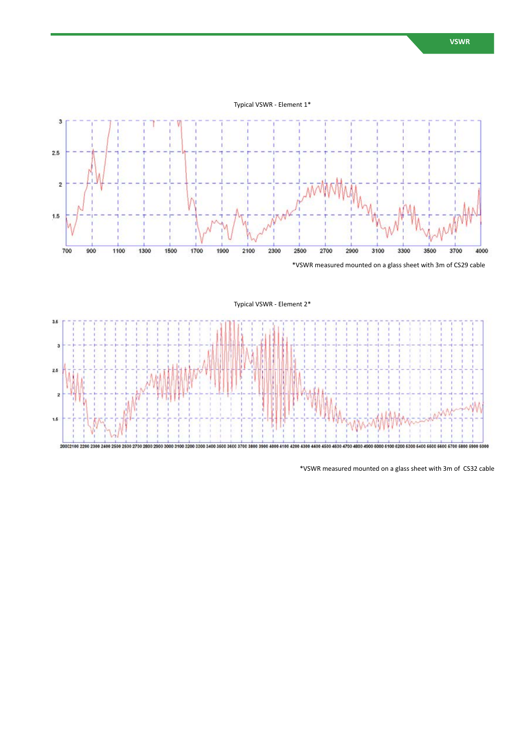Typical VSWR - Element 1*

*VSWR measured mounted on a glass sheet with 3m of CS29 cable

Typical VSWR - Element 2*

*VSWR measured mounted on a glass sheet with 3m of CS32 cable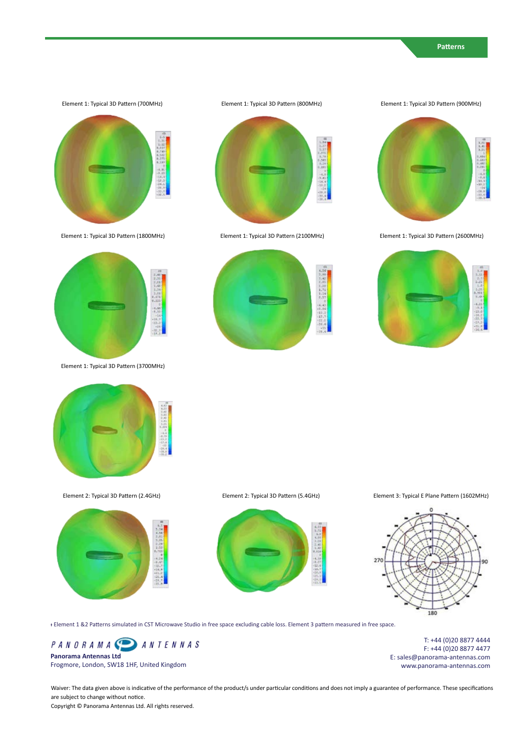## Patterns

Element 1: Typical 3D Pattern (700MHz)

Element 1: Typical 3D Pattern (800MHz)

Element 1: Typical 3D Pattern (900MHz)

Element 1: Typical 3D Pattern (1800MHz)

Element 1: Typical 3D Pattern (2100MHz)

Element 1: Typical 3D Pattern (2600MHz)

Element 1: Typical 3D Pattern (3700MHz)

Element 2: Typical 3D Pattern (2.4GHz)

Element 2: Typical 3D Pattern (5.4GHz)

Element 3: Typical E Plane Pattern (1602MHz)

0
270
90
180

ⁱ Element 1 &2 Patterns simulated in CST Microwave Studio in free space excluding cable loss. Element 3 pattern measured in free space.

PANORAMA ANTENNAS

**Panorama Antennas Ltd**
Frogmore, London, SW18 1HF, United Kingdom

T: +44 (0)20 8877 4444
F: +44 (0)20 8877 4477
E: sales@panorama-antennas.com
www.panorama-antennas.com

Waiver: The data given above is indicative of the performance of the product/s under particular conditions and does not imply a guarantee of performance. These specifications are subject to change without notice.
Copyright © Panorama Antennas Ltd. All rights reserved.